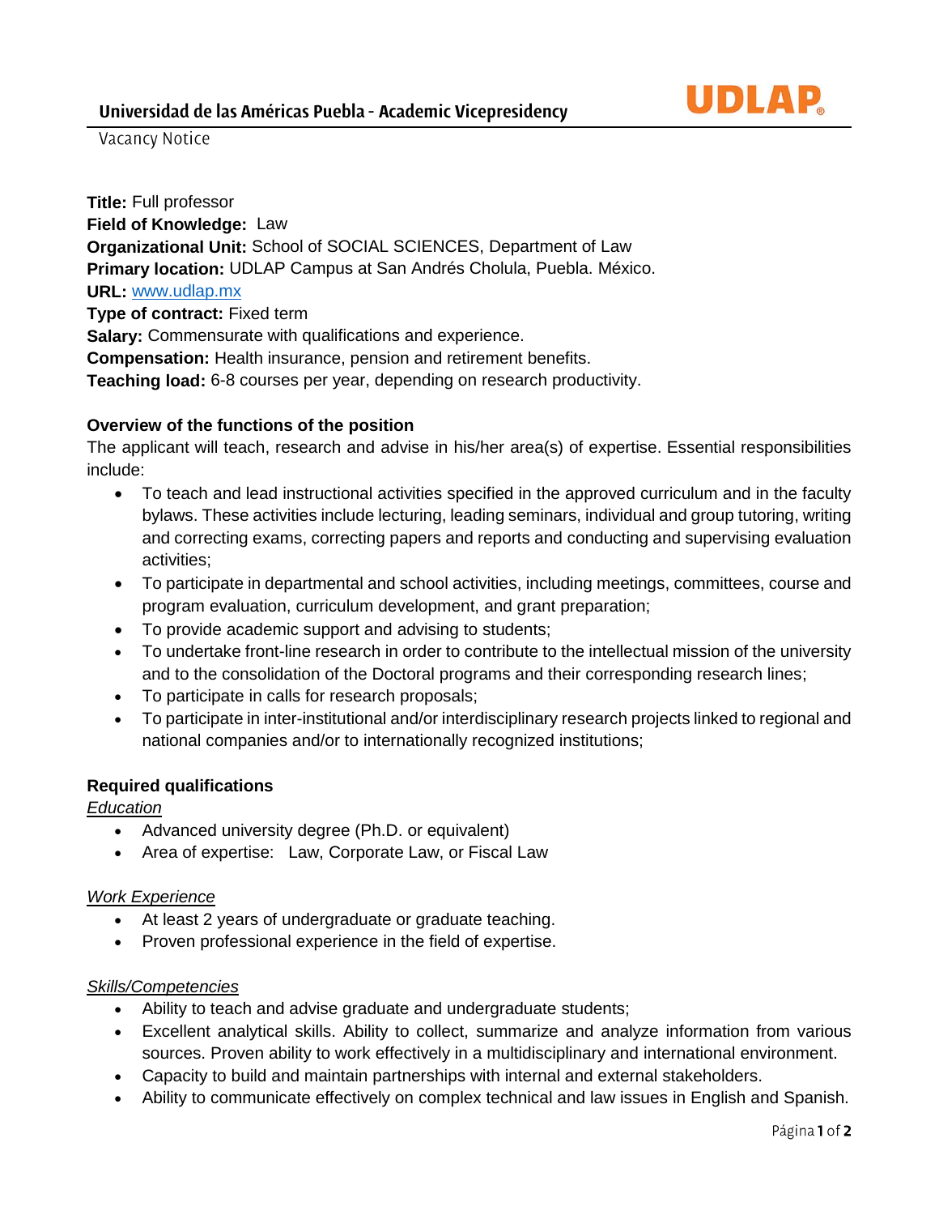# Universidad de las Américas Puebla - Academic Vicepresidency

Vacancy Notice

**Title:** Full professor
**Field of Knowledge:** Law
**Organizational Unit:** School of SOCIAL SCIENCES, Department of Law
**Primary location:** UDLAP Campus at San Andrés Cholula, Puebla. México.
**URL:** www.udlap.mx
**Type of contract:** Fixed term
**Salary:** Commensurate with qualifications and experience.
**Compensation:** Health insurance, pension and retirement benefits.
**Teaching load:** 6-8 courses per year, depending on research productivity.

## Overview of the functions of the position

The applicant will teach, research and advise in his/her area(s) of expertise. Essential responsibilities include:

- To teach and lead instructional activities specified in the approved curriculum and in the faculty bylaws. These activities include lecturing, leading seminars, individual and group tutoring, writing and correcting exams, correcting papers and reports and conducting and supervising evaluation activities;
- To participate in departmental and school activities, including meetings, committees, course and program evaluation, curriculum development, and grant preparation;
- To provide academic support and advising to students;
- To undertake front-line research in order to contribute to the intellectual mission of the university and to the consolidation of the Doctoral programs and their corresponding research lines;
- To participate in calls for research proposals;
- To participate in inter-institutional and/or interdisciplinary research projects linked to regional and national companies and/or to internationally recognized institutions;

## Required qualifications

*Education*

- Advanced university degree (Ph.D. or equivalent)
- Area of expertise: Law, Corporate Law, or Fiscal Law

*Work Experience*

- At least 2 years of undergraduate or graduate teaching.
- Proven professional experience in the field of expertise.

*Skills/Competencies*

- Ability to teach and advise graduate and undergraduate students;
- Excellent analytical skills. Ability to collect, summarize and analyze information from various sources. Proven ability to work effectively in a multidisciplinary and international environment.
- Capacity to build and maintain partnerships with internal and external stakeholders.
- Ability to communicate effectively on complex technical and law issues in English and Spanish.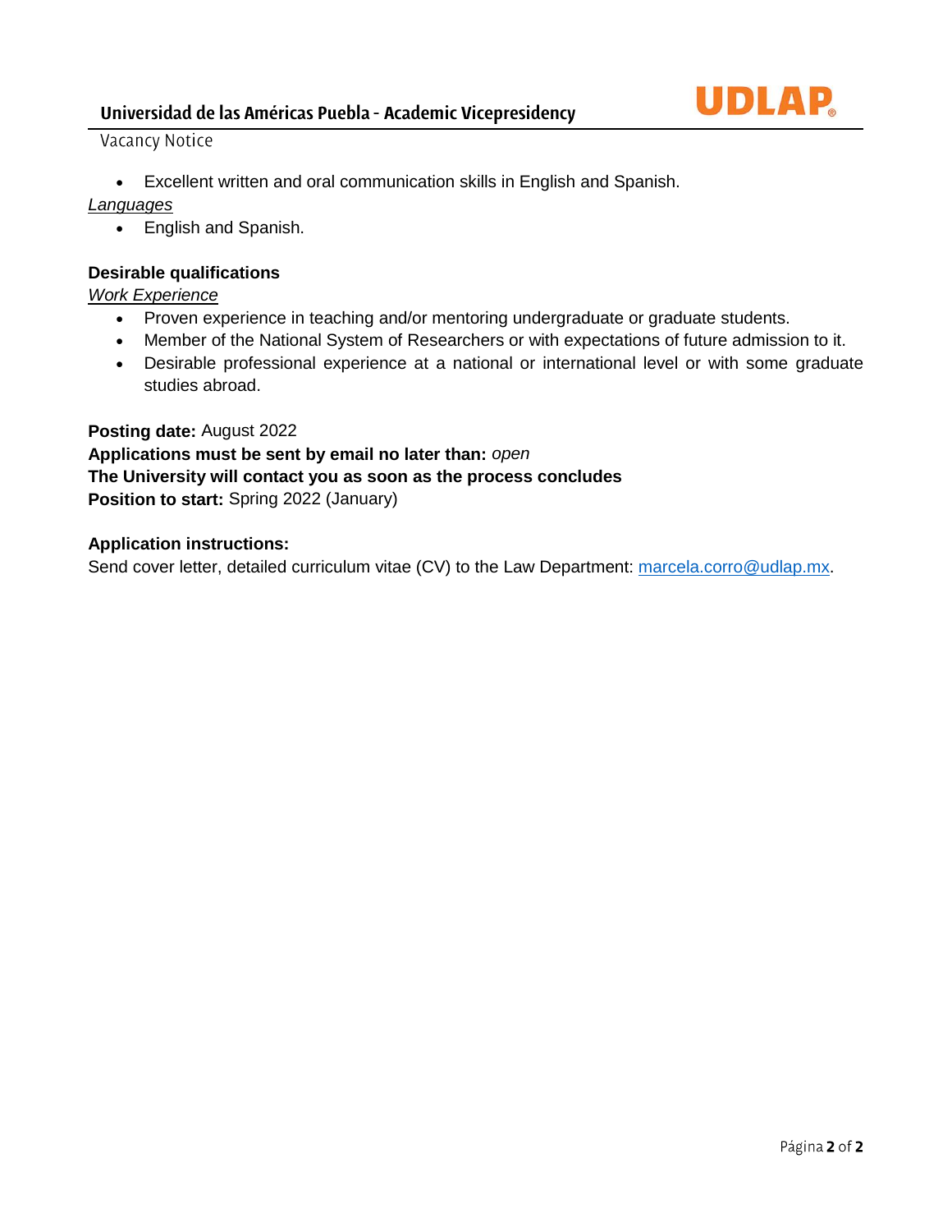- Excellent written and oral communication skills in English and Spanish.

*Languages*

- English and Spanish.

**Desirable qualifications**

*Work Experience*

- Proven experience in teaching and/or mentoring undergraduate or graduate students.
- Member of the National System of Researchers or with expectations of future admission to it.
- Desirable professional experience at a national or international level or with some graduate studies abroad.

**Posting date:** August 2022
**Applications must be sent by email no later than:** *open*
**The University will contact you as soon as the process concludes**
**Position to start:** Spring 2022 (January)

**Application instructions:**
Send cover letter, detailed curriculum vitae (CV) to the Law Department: marcela.corro@udlap.mx.